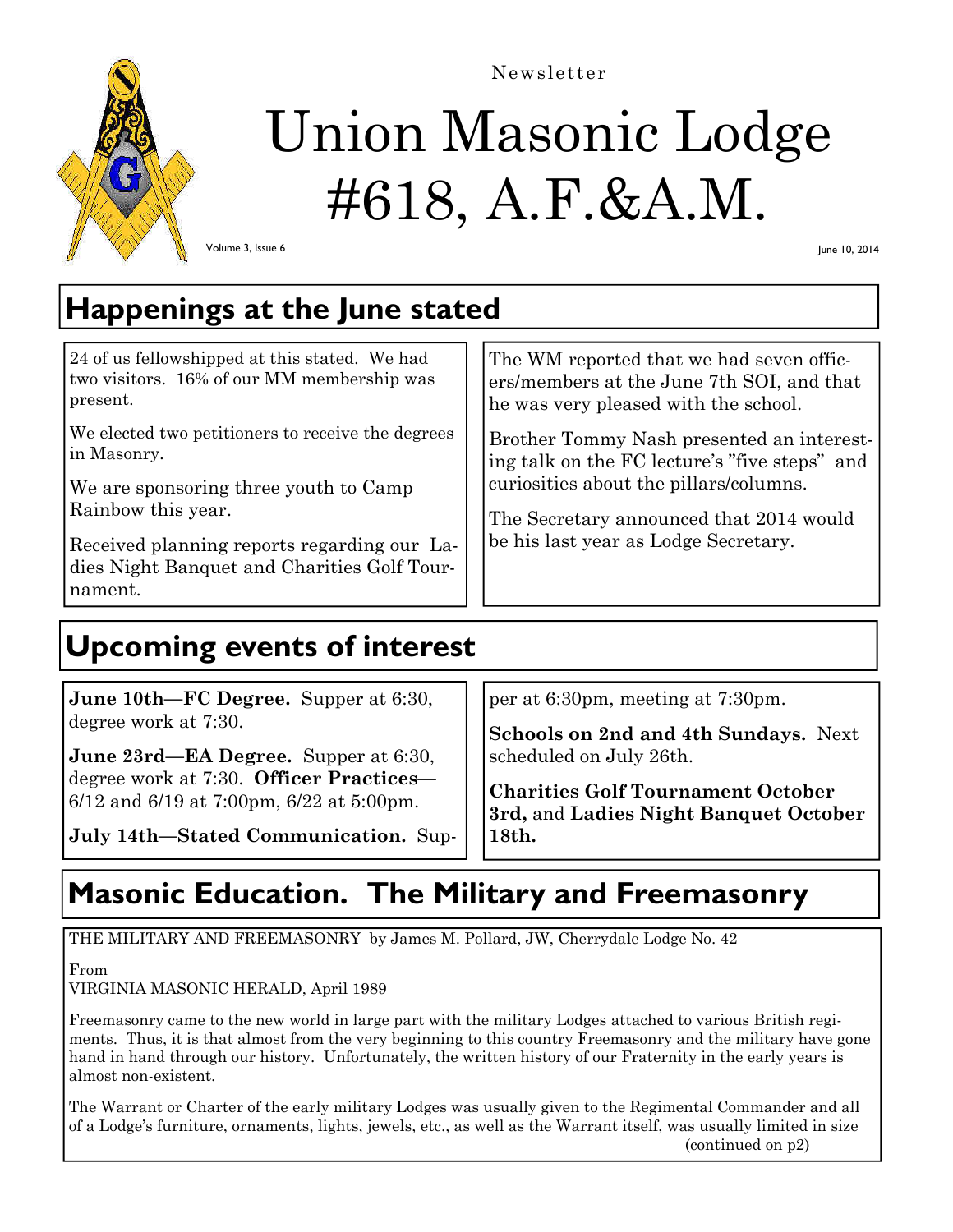Newsletter

# Union Masonic Lodge #618, A.F.&A.M.

Volume 3, Issue 6

June 10, 2014

## Happenings at the June stated

24 of us fellowshipped at this stated. We had two visitors. 16% of our MM membership was present.

We elected two petitioners to receive the degrees in Masonry.

We are sponsoring three youth to Camp Rainbow this year.

Received planning reports regarding our Ladies Night Banquet and Charities Golf Tournament.

The WM reported that we had seven officers/members at the June 7th SOI, and that he was very pleased with the school.

Brother Tommy Nash presented an interesting talk on the FC lecture's "five steps" and curiosities about the pillars/columns.

The Secretary announced that 2014 would be his last year as Lodge Secretary.

## Upcoming events of interest

**June 10th—FC Degree.** Supper at 6:30, degree work at 7:30.

**June 23rd—EA Degree.** Supper at 6:30, degree work at 7:30. **Officer Practices**—6/12 and 6/19 at 7:00pm, 6/22 at 5:00pm.

**July 14th—Stated Communication.** Supper at 6:30pm, meeting at 7:30pm.

**Schools on 2nd and 4th Sundays.** Next scheduled on July 26th.

**Charities Golf Tournament October 3rd,** and **Ladies Night Banquet October 18th.**

## Masonic Education. The Military and Freemasonry

THE MILITARY AND FREEMASONRY by James M. Pollard, JW, Cherrydale Lodge No. 42

From
VIRGINIA MASONIC HERALD, April 1989

Freemasonry came to the new world in large part with the military Lodges attached to various British regiments. Thus, it is that almost from the very beginning to this country Freemasonry and the military have gone hand in hand through our history. Unfortunately, the written history of our Fraternity in the early years is almost non-existent.

The Warrant or Charter of the early military Lodges was usually given to the Regimental Commander and all of a Lodge's furniture, ornaments, lights, jewels, etc., as well as the Warrant itself, was usually limited in size

(continued on p2)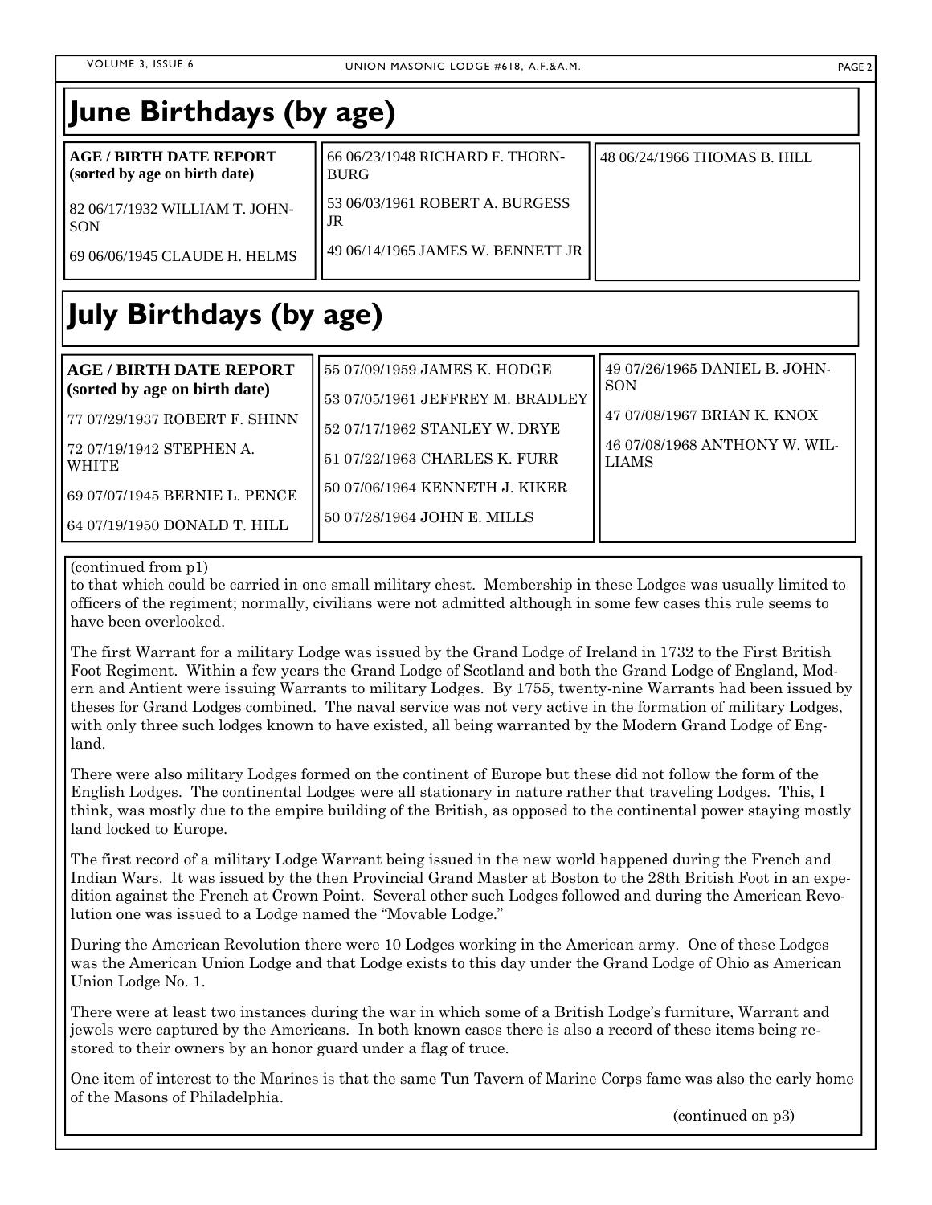# June Birthdays (by age)

**AGE / BIRTH DATE REPORT (sorted by age on birth date)**

82 06/17/1932 WILLIAM T. JOHNSON

69 06/06/1945 CLAUDE H. HELMS

66 06/23/1948 RICHARD F. THORNBURG

53 06/03/1961 ROBERT A. BURGESS JR

49 06/14/1965 JAMES W. BENNETT JR

48 06/24/1966 THOMAS B. HILL

# July Birthdays (by age)

**AGE / BIRTH DATE REPORT (sorted by age on birth date)**

77 07/29/1937 ROBERT F. SHINN

72 07/19/1942 STEPHEN A. WHITE

69 07/07/1945 BERNIE L. PENCE

64 07/19/1950 DONALD T. HILL

55 07/09/1959 JAMES K. HODGE

53 07/05/1961 JEFFREY M. BRADLEY

52 07/17/1962 STANLEY W. DRYE

51 07/22/1963 CHARLES K. FURR

50 07/06/1964 KENNETH J. KIKER

50 07/28/1964 JOHN E. MILLS

49 07/26/1965 DANIEL B. JOHNSON

47 07/08/1967 BRIAN K. KNOX

46 07/08/1968 ANTHONY W. WILLIAMS

(continued from p1)

to that which could be carried in one small military chest. Membership in these Lodges was usually limited to officers of the regiment; normally, civilians were not admitted although in some few cases this rule seems to have been overlooked.

The first Warrant for a military Lodge was issued by the Grand Lodge of Ireland in 1732 to the First British Foot Regiment. Within a few years the Grand Lodge of Scotland and both the Grand Lodge of England, Modern and Antient were issuing Warrants to military Lodges. By 1755, twenty-nine Warrants had been issued by theses for Grand Lodges combined. The naval service was not very active in the formation of military Lodges, with only three such lodges known to have existed, all being warranted by the Modern Grand Lodge of England.

There were also military Lodges formed on the continent of Europe but these did not follow the form of the English Lodges. The continental Lodges were all stationary in nature rather that traveling Lodges. This, I think, was mostly due to the empire building of the British, as opposed to the continental power staying mostly land locked to Europe.

The first record of a military Lodge Warrant being issued in the new world happened during the French and Indian Wars. It was issued by the then Provincial Grand Master at Boston to the 28th British Foot in an expedition against the French at Crown Point. Several other such Lodges followed and during the American Revolution one was issued to a Lodge named the "Movable Lodge."

During the American Revolution there were 10 Lodges working in the American army. One of these Lodges was the American Union Lodge and that Lodge exists to this day under the Grand Lodge of Ohio as American Union Lodge No. 1.

There were at least two instances during the war in which some of a British Lodge's furniture, Warrant and jewels were captured by the Americans. In both known cases there is also a record of these items being restored to their owners by an honor guard under a flag of truce.

One item of interest to the Marines is that the same Tun Tavern of Marine Corps fame was also the early home of the Masons of Philadelphia.

(continued on p3)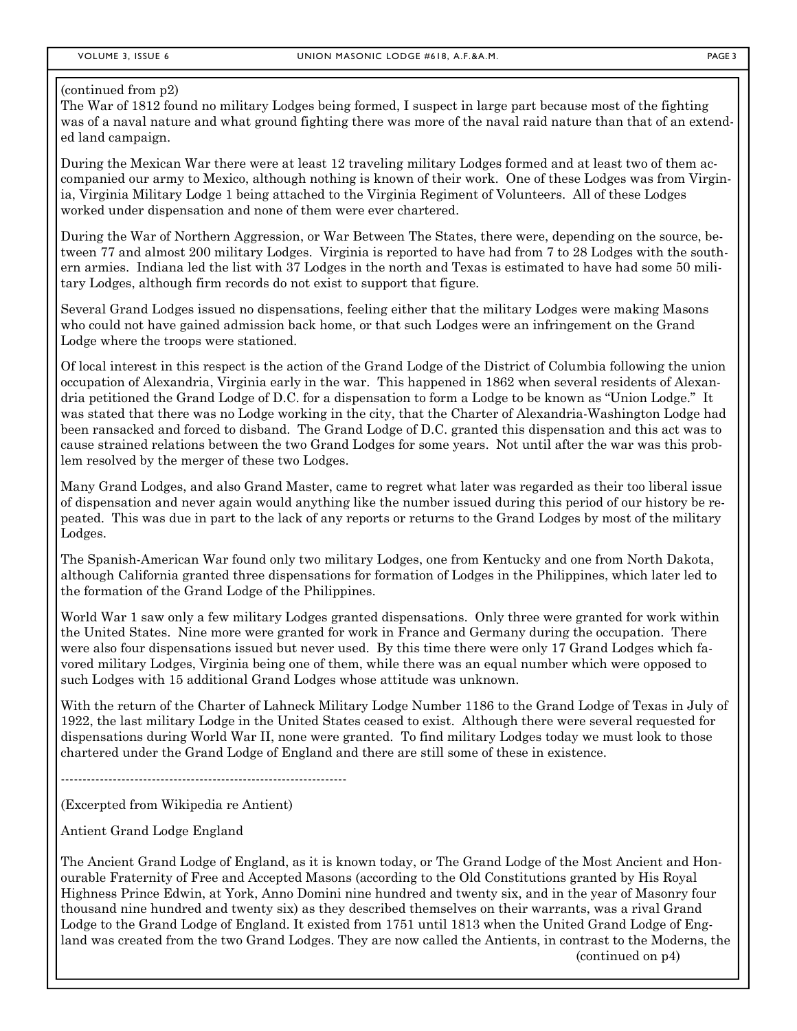(continued from p2)

The War of 1812 found no military Lodges being formed, I suspect in large part because most of the fighting was of a naval nature and what ground fighting there was more of the naval raid nature than that of an extended land campaign.

During the Mexican War there were at least 12 traveling military Lodges formed and at least two of them accompanied our army to Mexico, although nothing is known of their work. One of these Lodges was from Virginia, Virginia Military Lodge 1 being attached to the Virginia Regiment of Volunteers. All of these Lodges worked under dispensation and none of them were ever chartered.

During the War of Northern Aggression, or War Between The States, there were, depending on the source, between 77 and almost 200 military Lodges. Virginia is reported to have had from 7 to 28 Lodges with the southern armies. Indiana led the list with 37 Lodges in the north and Texas is estimated to have had some 50 military Lodges, although firm records do not exist to support that figure.

Several Grand Lodges issued no dispensations, feeling either that the military Lodges were making Masons who could not have gained admission back home, or that such Lodges were an infringement on the Grand Lodge where the troops were stationed.

Of local interest in this respect is the action of the Grand Lodge of the District of Columbia following the union occupation of Alexandria, Virginia early in the war. This happened in 1862 when several residents of Alexandria petitioned the Grand Lodge of D.C. for a dispensation to form a Lodge to be known as "Union Lodge." It was stated that there was no Lodge working in the city, that the Charter of Alexandria-Washington Lodge had been ransacked and forced to disband. The Grand Lodge of D.C. granted this dispensation and this act was to cause strained relations between the two Grand Lodges for some years. Not until after the war was this problem resolved by the merger of these two Lodges.

Many Grand Lodges, and also Grand Master, came to regret what later was regarded as their too liberal issue of dispensation and never again would anything like the number issued during this period of our history be repeated. This was due in part to the lack of any reports or returns to the Grand Lodges by most of the military Lodges.

The Spanish-American War found only two military Lodges, one from Kentucky and one from North Dakota, although California granted three dispensations for formation of Lodges in the Philippines, which later led to the formation of the Grand Lodge of the Philippines.

World War 1 saw only a few military Lodges granted dispensations. Only three were granted for work within the United States. Nine more were granted for work in France and Germany during the occupation. There were also four dispensations issued but never used. By this time there were only 17 Grand Lodges which favored military Lodges, Virginia being one of them, while there was an equal number which were opposed to such Lodges with 15 additional Grand Lodges whose attitude was unknown.

With the return of the Charter of Lahneck Military Lodge Number 1186 to the Grand Lodge of Texas in July of 1922, the last military Lodge in the United States ceased to exist. Although there were several requested for dispensations during World War II, none were granted. To find military Lodges today we must look to those chartered under the Grand Lodge of England and there are still some of these in existence.

------------------------------------------------------------------

(Excerpted from Wikipedia re Antient)

Antient Grand Lodge England

The Ancient Grand Lodge of England, as it is known today, or The Grand Lodge of the Most Ancient and Honourable Fraternity of Free and Accepted Masons (according to the Old Constitutions granted by His Royal Highness Prince Edwin, at York, Anno Domini nine hundred and twenty six, and in the year of Masonry four thousand nine hundred and twenty six) as they described themselves on their warrants, was a rival Grand Lodge to the Grand Lodge of England. It existed from 1751 until 1813 when the United Grand Lodge of England was created from the two Grand Lodges. They are now called the Antients, in contrast to the Moderns, the

(continued on p4)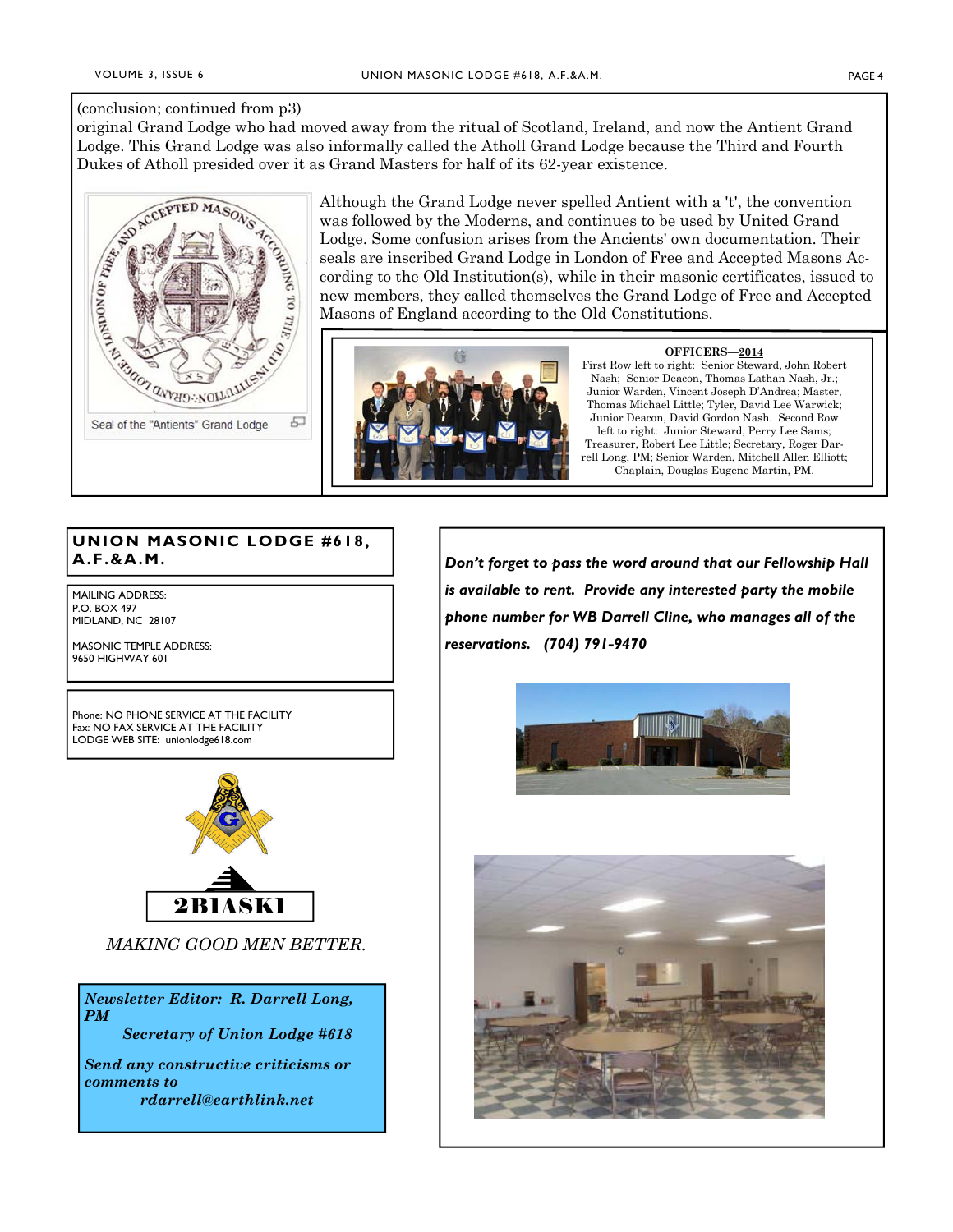(conclusion; continued from p3)

original Grand Lodge who had moved away from the ritual of Scotland, Ireland, and now the Antient Grand Lodge. This Grand Lodge was also informally called the Atholl Grand Lodge because the Third and Fourth Dukes of Atholl presided over it as Grand Masters for half of its 62-year existence.

Seal of the "Antients" Grand Lodge

Although the Grand Lodge never spelled Antient with a 't', the convention was followed by the Moderns, and continues to be used by United Grand Lodge. Some confusion arises from the Ancients' own documentation. Their seals are inscribed Grand Lodge in London of Free and Accepted Masons According to the Old Institution(s), while in their masonic certificates, issued to new members, they called themselves the Grand Lodge of Free and Accepted Masons of England according to the Old Constitutions.

**OFFICERS—2014**

First Row left to right: Senior Steward, John Robert Nash; Senior Deacon, Thomas Lathan Nash, Jr.; Junior Warden, Vincent Joseph D'Andrea; Master, Thomas Michael Little; Tyler, David Lee Warwick; Junior Deacon, David Gordon Nash. Second Row left to right: Junior Steward, Perry Lee Sams; Treasurer, Robert Lee Little; Secretary, Roger Darrell Long, PM; Senior Warden, Mitchell Allen Elliott; Chaplain, Douglas Eugene Martin, PM.

## UNION MASONIC LODGE #618, A.F.&A.M.

MAILING ADDRESS:
P.O. BOX 497
MIDLAND, NC 28107

MASONIC TEMPLE ADDRESS:
9650 HIGHWAY 601

Phone: NO PHONE SERVICE AT THE FACILITY
Fax: NO FAX SERVICE AT THE FACILITY
LODGE WEB SITE: unionlodge618.com

2B1ASK1

*MAKING GOOD MEN BETTER.*

***Newsletter Editor: R. Darrell Long, PM***
***Secretary of Union Lodge #618***

***Send any constructive criticisms or comments to***
***rdarrell@earthlink.net***

***Don't forget to pass the word around that our Fellowship Hall is available to rent. Provide any interested party the mobile phone number for WB Darrell Cline, who manages all of the reservations. (704) 791-9470***